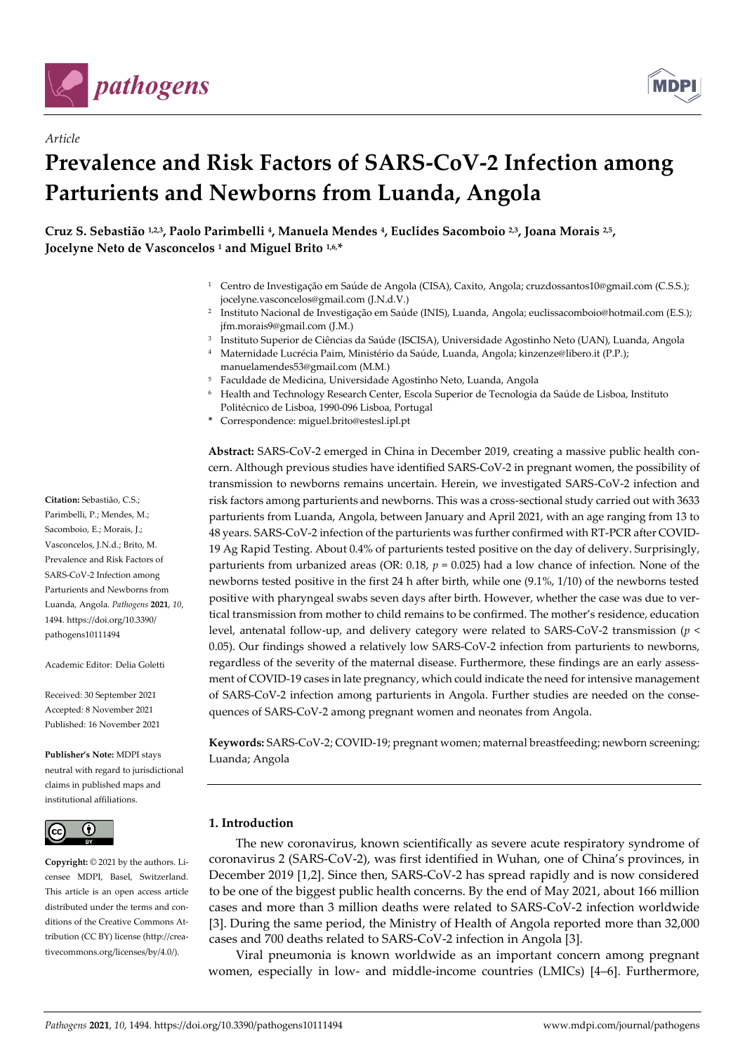*Article*

# Prevalence and Risk Factors of SARS-CoV-2 Infection among Parturients and Newborns from Luanda, Angola

**Cruz S. Sebastião [1,2,3], Paolo Parimbelli [4], Manuela Mendes [4], Euclides Sacomboio [2,3], Joana Morais [2,5], Jocelyne Neto de Vasconcelos [1] and Miguel Brito [1,6,*]**

[1] Centro de Investigação em Saúde de Angola (CISA), Caxito, Angola; cruzdossantos10@gmail.com (C.S.S.); jocelyne.vasconcelos@gmail.com (J.N.d.V.)
[2] Instituto Nacional de Investigação em Saúde (INIS), Luanda, Angola; euclissacomboio@hotmail.com (E.S.); jfm.morais9@gmail.com (J.M.)
[3] Instituto Superior de Ciências da Saúde (ISCISA), Universidade Agostinho Neto (UAN), Luanda, Angola
[4] Maternidade Lucrécia Paim, Ministério da Saúde, Luanda, Angola; kinzenze@libero.it (P.P.); manuelamendes53@gmail.com (M.M.)
[5] Faculdade de Medicina, Universidade Agostinho Neto, Luanda, Angola
[6] Health and Technology Research Center, Escola Superior de Tecnologia da Saúde de Lisboa, Instituto Politécnico de Lisboa, 1990-096 Lisboa, Portugal
* Correspondence: miguel.brito@estesl.ipl.pt

**Abstract:** SARS-CoV-2 emerged in China in December 2019, creating a massive public health concern. Although previous studies have identified SARS-CoV-2 in pregnant women, the possibility of transmission to newborns remains uncertain. Herein, we investigated SARS-CoV-2 infection and risk factors among parturients and newborns. This was a cross-sectional study carried out with 3633 parturients from Luanda, Angola, between January and April 2021, with an age ranging from 13 to 48 years. SARS-CoV-2 infection of the parturients was further confirmed with RT-PCR after COVID-19 Ag Rapid Testing. About 0.4% of parturients tested positive on the day of delivery. Surprisingly, parturients from urbanized areas (OR: 0.18, $p = 0.025$) had a low chance of infection. None of the newborns tested positive in the first 24 h after birth, while one (9.1%, 1/10) of the newborns tested positive with pharyngeal swabs seven days after birth. However, whether the case was due to vertical transmission from mother to child remains to be confirmed. The mother's residence, education level, antenatal follow-up, and delivery category were related to SARS-CoV-2 transmission ($p < 0.05$). Our findings showed a relatively low SARS-CoV-2 infection from parturients to newborns, regardless of the severity of the maternal disease. Furthermore, these findings are an early assessment of COVID-19 cases in late pregnancy, which could indicate the need for intensive management of SARS-CoV-2 infection among parturients in Angola. Further studies are needed on the consequences of SARS-CoV-2 among pregnant women and neonates from Angola.

**Keywords:** SARS-CoV-2; COVID-19; pregnant women; maternal breastfeeding; newborn screening; Luanda; Angola

**Citation:** Sebastião, C.S.; Parimbelli, P.; Mendes, M.; Sacomboio, E.; Morais, J.; Vasconcelos, J.N.d.; Brito, M. Prevalence and Risk Factors of SARS-CoV-2 Infection among Parturients and Newborns from Luanda, Angola. *Pathogens* **2021**, *10*, 1494. https://doi.org/10.3390/pathogens10111494

Academic Editor: Delia Goletti

Received: 30 September 2021
Accepted: 8 November 2021
Published: 16 November 2021

**Publisher's Note:** MDPI stays neutral with regard to jurisdictional claims in published maps and institutional affiliations.

**Copyright:** © 2021 by the authors. Licensee MDPI, Basel, Switzerland. This article is an open access article distributed under the terms and conditions of the Creative Commons Attribution (CC BY) license (http://creativecommons.org/licenses/by/4.0/).

## 1. Introduction

The new coronavirus, known scientifically as severe acute respiratory syndrome of coronavirus 2 (SARS-CoV-2), was first identified in Wuhan, one of China's provinces, in December 2019 [1,2]. Since then, SARS-CoV-2 has spread rapidly and is now considered to be one of the biggest public health concerns. By the end of May 2021, about 166 million cases and more than 3 million deaths were related to SARS-CoV-2 infection worldwide [3]. During the same period, the Ministry of Health of Angola reported more than 32,000 cases and 700 deaths related to SARS-CoV-2 infection in Angola [3].

Viral pneumonia is known worldwide as an important concern among pregnant women, especially in low- and middle-income countries (LMICs) [4–6]. Furthermore,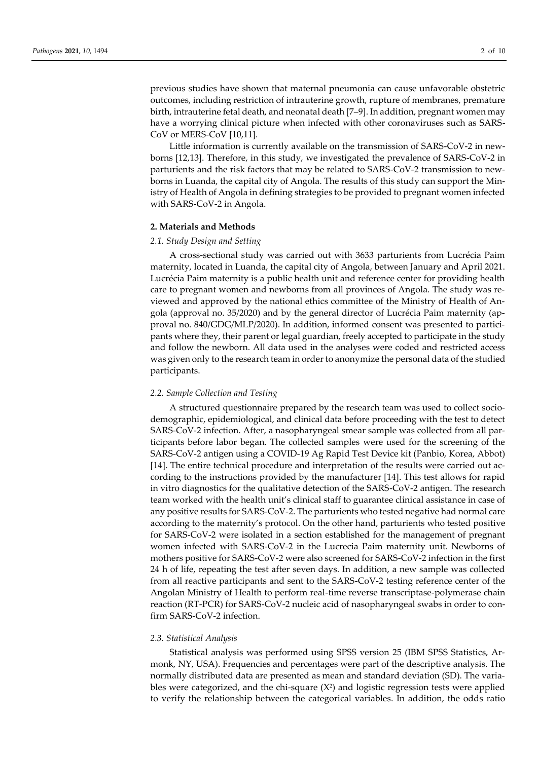previous studies have shown that maternal pneumonia can cause unfavorable obstetric outcomes, including restriction of intrauterine growth, rupture of membranes, premature birth, intrauterine fetal death, and neonatal death [7–9]. In addition, pregnant women may have a worrying clinical picture when infected with other coronaviruses such as SARS-CoV or MERS-CoV [10,11].

Little information is currently available on the transmission of SARS-CoV-2 in newborns [12,13]. Therefore, in this study, we investigated the prevalence of SARS-CoV-2 in parturients and the risk factors that may be related to SARS-CoV-2 transmission to newborns in Luanda, the capital city of Angola. The results of this study can support the Ministry of Health of Angola in defining strategies to be provided to pregnant women infected with SARS-CoV-2 in Angola.

## 2. Materials and Methods

### *2.1. Study Design and Setting*

A cross-sectional study was carried out with 3633 parturients from Lucrécia Paim maternity, located in Luanda, the capital city of Angola, between January and April 2021. Lucrécia Paim maternity is a public health unit and reference center for providing health care to pregnant women and newborns from all provinces of Angola. The study was reviewed and approved by the national ethics committee of the Ministry of Health of Angola (approval no. 35/2020) and by the general director of Lucrécia Paim maternity (approval no. 840/GDG/MLP/2020). In addition, informed consent was presented to participants where they, their parent or legal guardian, freely accepted to participate in the study and follow the newborn. All data used in the analyses were coded and restricted access was given only to the research team in order to anonymize the personal data of the studied participants.

### *2.2. Sample Collection and Testing*

A structured questionnaire prepared by the research team was used to collect sociodemographic, epidemiological, and clinical data before proceeding with the test to detect SARS-CoV-2 infection. After, a nasopharyngeal smear sample was collected from all participants before labor began. The collected samples were used for the screening of the SARS-CoV-2 antigen using a COVID-19 Ag Rapid Test Device kit (Panbio, Korea, Abbot) [14]. The entire technical procedure and interpretation of the results were carried out according to the instructions provided by the manufacturer [14]. This test allows for rapid in vitro diagnostics for the qualitative detection of the SARS-CoV-2 antigen. The research team worked with the health unit's clinical staff to guarantee clinical assistance in case of any positive results for SARS-CoV-2. The parturients who tested negative had normal care according to the maternity's protocol. On the other hand, parturients who tested positive for SARS-CoV-2 were isolated in a section established for the management of pregnant women infected with SARS-CoV-2 in the Lucrecia Paim maternity unit. Newborns of mothers positive for SARS-CoV-2 were also screened for SARS-CoV-2 infection in the first 24 h of life, repeating the test after seven days. In addition, a new sample was collected from all reactive participants and sent to the SARS-CoV-2 testing reference center of the Angolan Ministry of Health to perform real-time reverse transcriptase-polymerase chain reaction (RT-PCR) for SARS-CoV-2 nucleic acid of nasopharyngeal swabs in order to confirm SARS-CoV-2 infection.

### *2.3. Statistical Analysis*

Statistical analysis was performed using SPSS version 25 (IBM SPSS Statistics, Armonk, NY, USA). Frequencies and percentages were part of the descriptive analysis. The normally distributed data are presented as mean and standard deviation (SD). The variables were categorized, and the chi-square ($X^2$) and logistic regression tests were applied to verify the relationship between the categorical variables. In addition, the odds ratio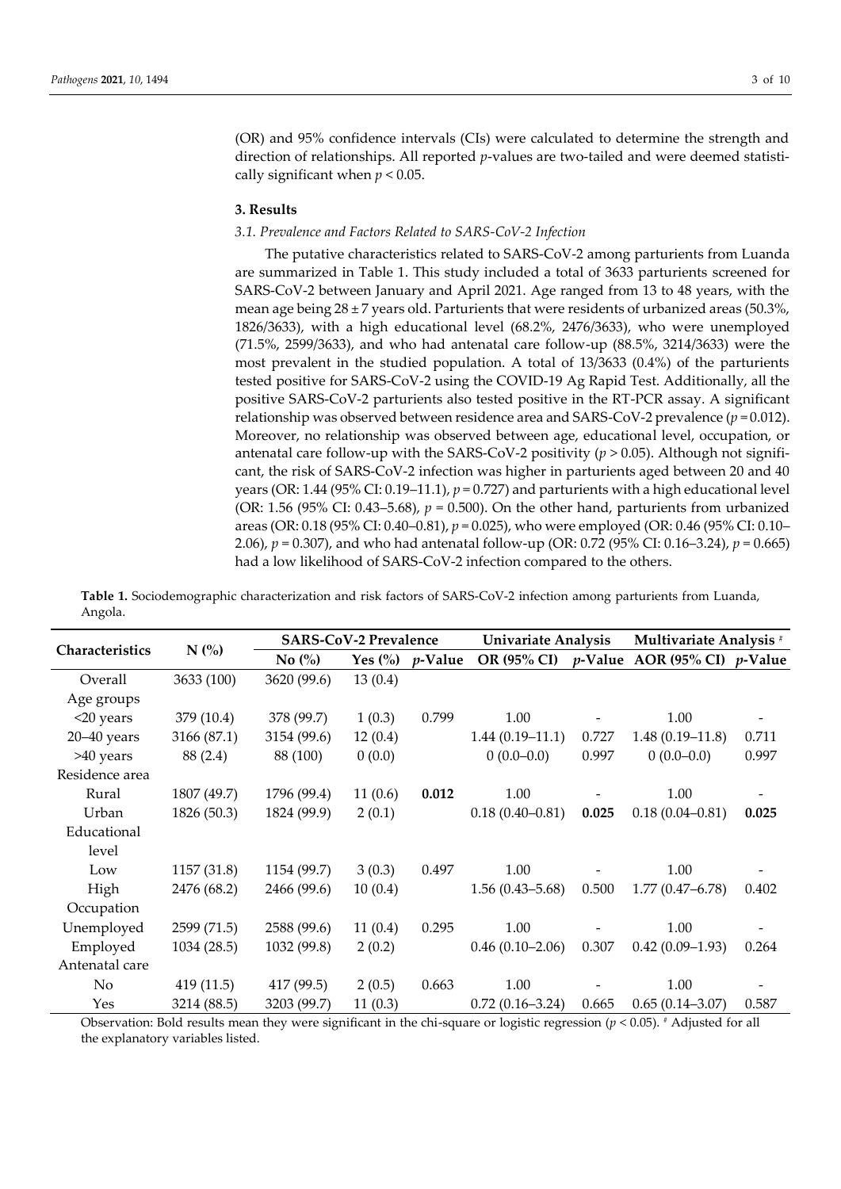(OR) and 95% confidence intervals (CIs) were calculated to determine the strength and direction of relationships. All reported *p*-values are two-tailed and were deemed statistically significant when $p < 0.05$.

## 3. Results

### 3.1. Prevalence and Factors Related to SARS-CoV-2 Infection

The putative characteristics related to SARS-CoV-2 among parturients from Luanda are summarized in Table 1. This study included a total of 3633 parturients screened for SARS-CoV-2 between January and April 2021. Age ranged from 13 to 48 years, with the mean age being 28 ± 7 years old. Parturients that were residents of urbanized areas (50.3%, 1826/3633), with a high educational level (68.2%, 2476/3633), who were unemployed (71.5%, 2599/3633), and who had antenatal care follow-up (88.5%, 3214/3633) were the most prevalent in the studied population. A total of 13/3633 (0.4%) of the parturients tested positive for SARS-CoV-2 using the COVID-19 Ag Rapid Test. Additionally, all the positive SARS-CoV-2 parturients also tested positive in the RT-PCR assay. A significant relationship was observed between residence area and SARS-CoV-2 prevalence ($p = 0.012$). Moreover, no relationship was observed between age, educational level, occupation, or antenatal care follow-up with the SARS-CoV-2 positivity ($p > 0.05$). Although not significant, the risk of SARS-CoV-2 infection was higher in parturients aged between 20 and 40 years (OR: 1.44 (95% CI: 0.19–11.1), $p = 0.727$) and parturients with a high educational level (OR: 1.56 (95% CI: 0.43–5.68), $p = 0.500$). On the other hand, parturients from urbanized areas (OR: 0.18 (95% CI: 0.40–0.81), $p = 0.025$), who were employed (OR: 0.46 (95% CI: 0.10–2.06), $p = 0.307$), and who had antenatal follow-up (OR: 0.72 (95% CI: 0.16–3.24), $p = 0.665$) had a low likelihood of SARS-CoV-2 infection compared to the others.

**Table 1.** Sociodemographic characterization and risk factors of SARS-CoV-2 infection among parturients from Luanda, Angola.

| Characteristics | N (%) | SARS-CoV-2 Prevalence | | | Univariate Analysis | | Multivariate Analysis [#] | |
|---|---|---|---|---|---|---|---|---|
| | | No (%) | Yes (%) | *p*-Value | OR (95% CI) | *p*-Value | AOR (95% CI) | *p*-Value |
| Overall | 3633 (100) | 3620 (99.6) | 13 (0.4) | | | | | |
| Age groups | | | | | | | | |
| <20 years | 379 (10.4) | 378 (99.7) | 1 (0.3) | 0.799 | 1.00 | - | 1.00 | - |
| 20–40 years | 3166 (87.1) | 3154 (99.6) | 12 (0.4) | | 1.44 (0.19–11.1) | 0.727 | 1.48 (0.19–11.8) | 0.711 |
| >40 years | 88 (2.4) | 88 (100) | 0 (0.0) | | 0 (0.0–0.0) | 0.997 | 0 (0.0–0.0) | 0.997 |
| Residence area | | | | | | | | |
| Rural | 1807 (49.7) | 1796 (99.4) | 11 (0.6) | **0.012** | 1.00 | - | 1.00 | - |
| Urban | 1826 (50.3) | 1824 (99.9) | 2 (0.1) | | 0.18 (0.40–0.81) | **0.025** | 0.18 (0.04–0.81) | **0.025** |
| Educational level | | | | | | | | |
| Low | 1157 (31.8) | 1154 (99.7) | 3 (0.3) | 0.497 | 1.00 | - | 1.00 | - |
| High | 2476 (68.2) | 2466 (99.6) | 10 (0.4) | | 1.56 (0.43–5.68) | 0.500 | 1.77 (0.47–6.78) | 0.402 |
| Occupation | | | | | | | | |
| Unemployed | 2599 (71.5) | 2588 (99.6) | 11 (0.4) | 0.295 | 1.00 | - | 1.00 | - |
| Employed | 1034 (28.5) | 1032 (99.8) | 2 (0.2) | | 0.46 (0.10–2.06) | 0.307 | 0.42 (0.09–1.93) | 0.264 |
| Antenatal care | | | | | | | | |
| No | 419 (11.5) | 417 (99.5) | 2 (0.5) | 0.663 | 1.00 | - | 1.00 | - |
| Yes | 3214 (88.5) | 3203 (99.7) | 11 (0.3) | | 0.72 (0.16–3.24) | 0.665 | 0.65 (0.14–3.07) | 0.587 |

Observation: Bold results mean they were significant in the chi-square or logistic regression ($p < 0.05$). [#] Adjusted for all the explanatory variables listed.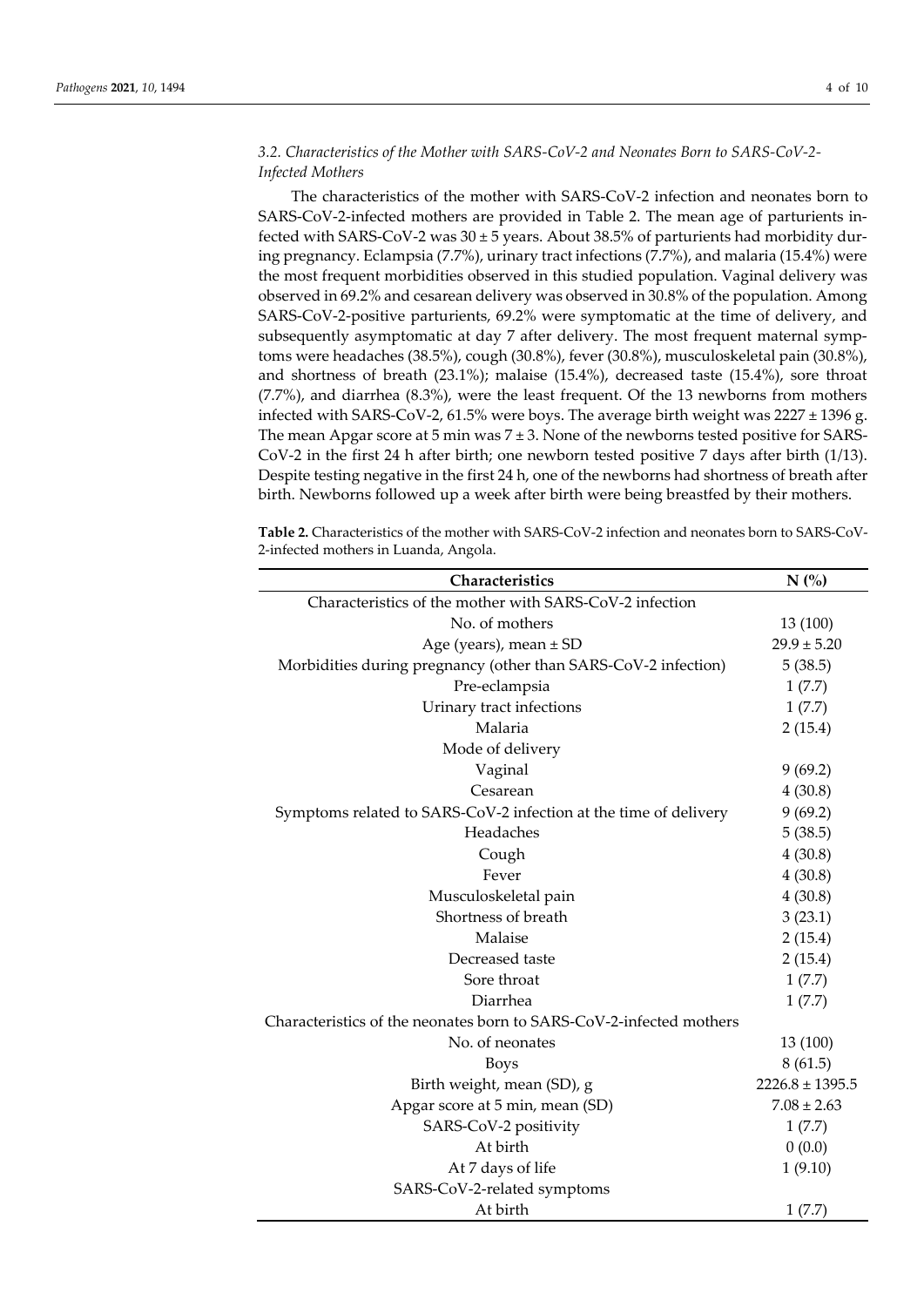### 3.2. Characteristics of the Mother with SARS-CoV-2 and Neonates Born to SARS-CoV-2-Infected Mothers

The characteristics of the mother with SARS-CoV-2 infection and neonates born to SARS-CoV-2-infected mothers are provided in Table 2. The mean age of parturients infected with SARS-CoV-2 was 30 ± 5 years. About 38.5% of parturients had morbidity during pregnancy. Eclampsia (7.7%), urinary tract infections (7.7%), and malaria (15.4%) were the most frequent morbidities observed in this studied population. Vaginal delivery was observed in 69.2% and cesarean delivery was observed in 30.8% of the population. Among SARS-CoV-2-positive parturients, 69.2% were symptomatic at the time of delivery, and subsequently asymptomatic at day 7 after delivery. The most frequent maternal symptoms were headaches (38.5%), cough (30.8%), fever (30.8%), musculoskeletal pain (30.8%), and shortness of breath (23.1%); malaise (15.4%), decreased taste (15.4%), sore throat (7.7%), and diarrhea (8.3%), were the least frequent. Of the 13 newborns from mothers infected with SARS-CoV-2, 61.5% were boys. The average birth weight was 2227 ± 1396 g. The mean Apgar score at 5 min was 7 ± 3. None of the newborns tested positive for SARS-CoV-2 in the first 24 h after birth; one newborn tested positive 7 days after birth (1/13). Despite testing negative in the first 24 h, one of the newborns had shortness of breath after birth. Newborns followed up a week after birth were being breastfed by their mothers.

**Table 2.** Characteristics of the mother with SARS-CoV-2 infection and neonates born to SARS-CoV-2-infected mothers in Luanda, Angola.

| Characteristics | N (%) |
|---|---|
| Characteristics of the mother with SARS-CoV-2 infection | |
| No. of mothers | 13 (100) |
| Age (years), mean ± SD | 29.9 ± 5.20 |
| Morbidities during pregnancy (other than SARS-CoV-2 infection) | 5 (38.5) |
| Pre-eclampsia | 1 (7.7) |
| Urinary tract infections | 1 (7.7) |
| Malaria | 2 (15.4) |
| Mode of delivery | |
| Vaginal | 9 (69.2) |
| Cesarean | 4 (30.8) |
| Symptoms related to SARS-CoV-2 infection at the time of delivery | 9 (69.2) |
| Headaches | 5 (38.5) |
| Cough | 4 (30.8) |
| Fever | 4 (30.8) |
| Musculoskeletal pain | 4 (30.8) |
| Shortness of breath | 3 (23.1) |
| Malaise | 2 (15.4) |
| Decreased taste | 2 (15.4) |
| Sore throat | 1 (7.7) |
| Diarrhea | 1 (7.7) |
| Characteristics of the neonates born to SARS-CoV-2-infected mothers | |
| No. of neonates | 13 (100) |
| Boys | 8 (61.5) |
| Birth weight, mean (SD), g | 2226.8 ± 1395.5 |
| Apgar score at 5 min, mean (SD) | 7.08 ± 2.63 |
| SARS-CoV-2 positivity | 1 (7.7) |
| At birth | 0 (0.0) |
| At 7 days of life | 1 (9.10) |
| SARS-CoV-2-related symptoms | |
| At birth | 1 (7.7) |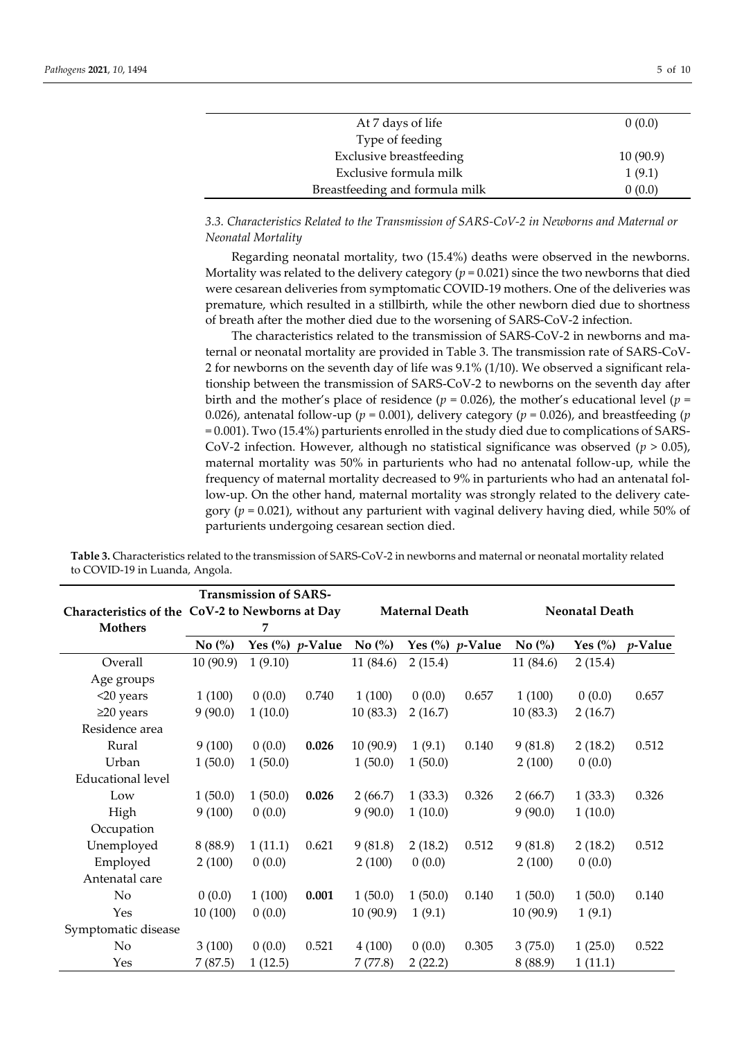| | |
|---|---|
| At 7 days of life | 0 (0.0) |
| Type of feeding | |
| Exclusive breastfeeding | 10 (90.9) |
| Exclusive formula milk | 1 (9.1) |
| Breastfeeding and formula milk | 0 (0.0) |

### *3.3. Characteristics Related to the Transmission of SARS-CoV-2 in Newborns and Maternal or Neonatal Mortality*

Regarding neonatal mortality, two (15.4%) deaths were observed in the newborns. Mortality was related to the delivery category ($p = 0.021$) since the two newborns that died were cesarean deliveries from symptomatic COVID-19 mothers. One of the deliveries was premature, which resulted in a stillbirth, while the other newborn died due to shortness of breath after the mother died due to the worsening of SARS-CoV-2 infection.

The characteristics related to the transmission of SARS-CoV-2 in newborns and maternal or neonatal mortality are provided in Table 3. The transmission rate of SARS-CoV-2 for newborns on the seventh day of life was 9.1% (1/10). We observed a significant relationship between the transmission of SARS-CoV-2 to newborns on the seventh day after birth and the mother's place of residence ($p = 0.026$), the mother's educational level ($p = 0.026$), antenatal follow-up ($p = 0.001$), delivery category ($p = 0.026$), and breastfeeding ($p = 0.001$). Two (15.4%) parturients enrolled in the study died due to complications of SARS-CoV-2 infection. However, although no statistical significance was observed ($p > 0.05$), maternal mortality was 50% in parturients who had no antenatal follow-up, while the frequency of maternal mortality decreased to 9% in parturients who had an antenatal follow-up. On the other hand, maternal mortality was strongly related to the delivery category ($p = 0.021$), without any parturient with vaginal delivery having died, while 50% of parturients undergoing cesarean section died.

**Table 3.** Characteristics related to the transmission of SARS-CoV-2 in newborns and maternal or neonatal mortality related to COVID-19 in Luanda, Angola.

| Characteristics of the Mothers | Transmission of SARS-CoV-2 to Newborns at Day 7 | | | Maternal Death | | | Neonatal Death | | |
|---|---|---|---|---|---|---|---|---|---|
| | No (%) | Yes (%) | *p*-Value | No (%) | Yes (%) | *p*-Value | No (%) | Yes (%) | *p*-Value |
| Overall | 10 (90.9) | 1 (9.10) | | 11 (84.6) | 2 (15.4) | | 11 (84.6) | 2 (15.4) | |
| Age groups | | | | | | | | | |
| <20 years | 1 (100) | 0 (0.0) | 0.740 | 1 (100) | 0 (0.0) | 0.657 | 1 (100) | 0 (0.0) | 0.657 |
| ≥20 years | 9 (90.0) | 1 (10.0) | | 10 (83.3) | 2 (16.7) | | 10 (83.3) | 2 (16.7) | |
| Residence area | | | | | | | | | |
| Rural | 9 (100) | 0 (0.0) | **0.026** | 10 (90.9) | 1 (9.1) | 0.140 | 9 (81.8) | 2 (18.2) | 0.512 |
| Urban | 1 (50.0) | 1 (50.0) | | 1 (50.0) | 1 (50.0) | | 2 (100) | 0 (0.0) | |
| Educational level | | | | | | | | | |
| Low | 1 (50.0) | 1 (50.0) | **0.026** | 2 (66.7) | 1 (33.3) | 0.326 | 2 (66.7) | 1 (33.3) | 0.326 |
| High | 9 (100) | 0 (0.0) | | 9 (90.0) | 1 (10.0) | | 9 (90.0) | 1 (10.0) | |
| Occupation | | | | | | | | | |
| Unemployed | 8 (88.9) | 1 (11.1) | 0.621 | 9 (81.8) | 2 (18.2) | 0.512 | 9 (81.8) | 2 (18.2) | 0.512 |
| Employed | 2 (100) | 0 (0.0) | | 2 (100) | 0 (0.0) | | 2 (100) | 0 (0.0) | |
| Antenatal care | | | | | | | | | |
| No | 0 (0.0) | 1 (100) | **0.001** | 1 (50.0) | 1 (50.0) | 0.140 | 1 (50.0) | 1 (50.0) | 0.140 |
| Yes | 10 (100) | 0 (0.0) | | 10 (90.9) | 1 (9.1) | | 10 (90.9) | 1 (9.1) | |
| Symptomatic disease | | | | | | | | | |
| No | 3 (100) | 0 (0.0) | 0.521 | 4 (100) | 0 (0.0) | 0.305 | 3 (75.0) | 1 (25.0) | 0.522 |
| Yes | 7 (87.5) | 1 (12.5) | | 7 (77.8) | 2 (22.2) | | 8 (88.9) | 1 (11.1) | |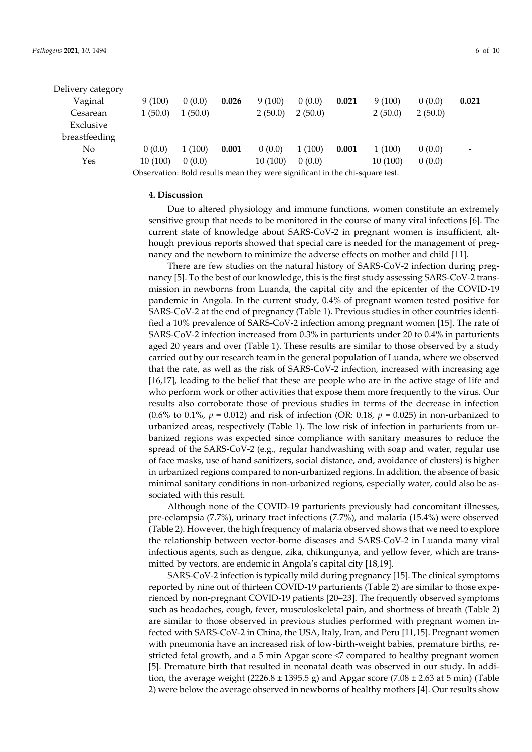| | | | | | | | | | |
|---|---|---|---|---|---|---|---|---|---|
| Delivery category | | | | | | | | | |
| Vaginal | 9 (100) | 0 (0.0) | **0.026** | 9 (100) | 0 (0.0) | **0.021** | 9 (100) | 0 (0.0) | **0.021** |
| Cesarean | 1 (50.0) | 1 (50.0) | | 2 (50.0) | 2 (50.0) | | 2 (50.0) | 2 (50.0) | |
| Exclusive breastfeeding | | | | | | | | | |
| No | 0 (0.0) | 1 (100) | **0.001** | 0 (0.0) | 1 (100) | **0.001** | 1 (100) | 0 (0.0) | - |
| Yes | 10 (100) | 0 (0.0) | | 10 (100) | 0 (0.0) | | 10 (100) | 0 (0.0) | |

Observation: Bold results mean they were significant in the chi-square test.

## 4. Discussion

Due to altered physiology and immune functions, women constitute an extremely sensitive group that needs to be monitored in the course of many viral infections [6]. The current state of knowledge about SARS-CoV-2 in pregnant women is insufficient, although previous reports showed that special care is needed for the management of pregnancy and the newborn to minimize the adverse effects on mother and child [11].

There are few studies on the natural history of SARS-CoV-2 infection during pregnancy [5]. To the best of our knowledge, this is the first study assessing SARS-CoV-2 transmission in newborns from Luanda, the capital city and the epicenter of the COVID-19 pandemic in Angola. In the current study, 0.4% of pregnant women tested positive for SARS-CoV-2 at the end of pregnancy (Table 1). Previous studies in other countries identified a 10% prevalence of SARS-CoV-2 infection among pregnant women [15]. The rate of SARS-CoV-2 infection increased from 0.3% in parturients under 20 to 0.4% in parturients aged 20 years and over (Table 1). These results are similar to those observed by a study carried out by our research team in the general population of Luanda, where we observed that the rate, as well as the risk of SARS-CoV-2 infection, increased with increasing age [16,17], leading to the belief that these are people who are in the active stage of life and who perform work or other activities that expose them more frequently to the virus. Our results also corroborate those of previous studies in terms of the decrease in infection (0.6% to 0.1%, $p = 0.012$) and risk of infection (OR: 0.18, $p = 0.025$) in non-urbanized to urbanized areas, respectively (Table 1). The low risk of infection in parturients from urbanized regions was expected since compliance with sanitary measures to reduce the spread of the SARS-CoV-2 (e.g., regular handwashing with soap and water, regular use of face masks, use of hand sanitizers, social distance, and, avoidance of clusters) is higher in urbanized regions compared to non-urbanized regions. In addition, the absence of basic minimal sanitary conditions in non-urbanized regions, especially water, could also be associated with this result.

Although none of the COVID-19 parturients previously had concomitant illnesses, pre-eclampsia (7.7%), urinary tract infections (7.7%), and malaria (15.4%) were observed (Table 2). However, the high frequency of malaria observed shows that we need to explore the relationship between vector-borne diseases and SARS-CoV-2 in Luanda many viral infectious agents, such as dengue, zika, chikungunya, and yellow fever, which are transmitted by vectors, are endemic in Angola's capital city [18,19].

SARS-CoV-2 infection is typically mild during pregnancy [15]. The clinical symptoms reported by nine out of thirteen COVID-19 parturients (Table 2) are similar to those experienced by non-pregnant COVID-19 patients [20–23]. The frequently observed symptoms such as headaches, cough, fever, musculoskeletal pain, and shortness of breath (Table 2) are similar to those observed in previous studies performed with pregnant women infected with SARS-CoV-2 in China, the USA, Italy, Iran, and Peru [11,15]. Pregnant women with pneumonia have an increased risk of low-birth-weight babies, premature births, restricted fetal growth, and a 5 min Apgar score <7 compared to healthy pregnant women [5]. Premature birth that resulted in neonatal death was observed in our study. In addition, the average weight (2226.8 ± 1395.5 g) and Apgar score (7.08 ± 2.63 at 5 min) (Table 2) were below the average observed in newborns of healthy mothers [4]. Our results show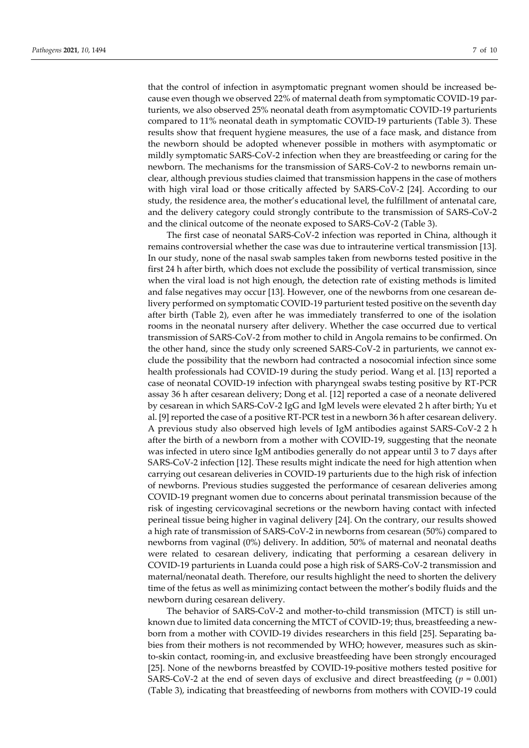that the control of infection in asymptomatic pregnant women should be increased because even though we observed 22% of maternal death from symptomatic COVID-19 parturients, we also observed 25% neonatal death from asymptomatic COVID-19 parturients compared to 11% neonatal death in symptomatic COVID-19 parturients (Table 3). These results show that frequent hygiene measures, the use of a face mask, and distance from the newborn should be adopted whenever possible in mothers with asymptomatic or mildly symptomatic SARS-CoV-2 infection when they are breastfeeding or caring for the newborn. The mechanisms for the transmission of SARS-CoV-2 to newborns remain unclear, although previous studies claimed that transmission happens in the case of mothers with high viral load or those critically affected by SARS-CoV-2 [24]. According to our study, the residence area, the mother's educational level, the fulfillment of antenatal care, and the delivery category could strongly contribute to the transmission of SARS-CoV-2 and the clinical outcome of the neonate exposed to SARS-CoV-2 (Table 3).

The first case of neonatal SARS-CoV-2 infection was reported in China, although it remains controversial whether the case was due to intrauterine vertical transmission [13]. In our study, none of the nasal swab samples taken from newborns tested positive in the first 24 h after birth, which does not exclude the possibility of vertical transmission, since when the viral load is not high enough, the detection rate of existing methods is limited and false negatives may occur [13]. However, one of the newborns from one cesarean delivery performed on symptomatic COVID-19 parturient tested positive on the seventh day after birth (Table 2), even after he was immediately transferred to one of the isolation rooms in the neonatal nursery after delivery. Whether the case occurred due to vertical transmission of SARS-CoV-2 from mother to child in Angola remains to be confirmed. On the other hand, since the study only screened SARS-CoV-2 in parturients, we cannot exclude the possibility that the newborn had contracted a nosocomial infection since some health professionals had COVID-19 during the study period. Wang et al. [13] reported a case of neonatal COVID-19 infection with pharyngeal swabs testing positive by RT-PCR assay 36 h after cesarean delivery; Dong et al. [12] reported a case of a neonate delivered by cesarean in which SARS-CoV-2 IgG and IgM levels were elevated 2 h after birth; Yu et al. [9] reported the case of a positive RT-PCR test in a newborn 36 h after cesarean delivery. A previous study also observed high levels of IgM antibodies against SARS-CoV-2 2 h after the birth of a newborn from a mother with COVID-19, suggesting that the neonate was infected in utero since IgM antibodies generally do not appear until 3 to 7 days after SARS-CoV-2 infection [12]. These results might indicate the need for high attention when carrying out cesarean deliveries in COVID-19 parturients due to the high risk of infection of newborns. Previous studies suggested the performance of cesarean deliveries among COVID-19 pregnant women due to concerns about perinatal transmission because of the risk of ingesting cervicovaginal secretions or the newborn having contact with infected perineal tissue being higher in vaginal delivery [24]. On the contrary, our results showed a high rate of transmission of SARS-CoV-2 in newborns from cesarean (50%) compared to newborns from vaginal (0%) delivery. In addition, 50% of maternal and neonatal deaths were related to cesarean delivery, indicating that performing a cesarean delivery in COVID-19 parturients in Luanda could pose a high risk of SARS-CoV-2 transmission and maternal/neonatal death. Therefore, our results highlight the need to shorten the delivery time of the fetus as well as minimizing contact between the mother's bodily fluids and the newborn during cesarean delivery.

The behavior of SARS-CoV-2 and mother-to-child transmission (MTCT) is still unknown due to limited data concerning the MTCT of COVID-19; thus, breastfeeding a newborn from a mother with COVID-19 divides researchers in this field [25]. Separating babies from their mothers is not recommended by WHO; however, measures such as skin-to-skin contact, rooming-in, and exclusive breastfeeding have been strongly encouraged [25]. None of the newborns breastfed by COVID-19-positive mothers tested positive for SARS-CoV-2 at the end of seven days of exclusive and direct breastfeeding ($p$ = 0.001) (Table 3), indicating that breastfeeding of newborns from mothers with COVID-19 could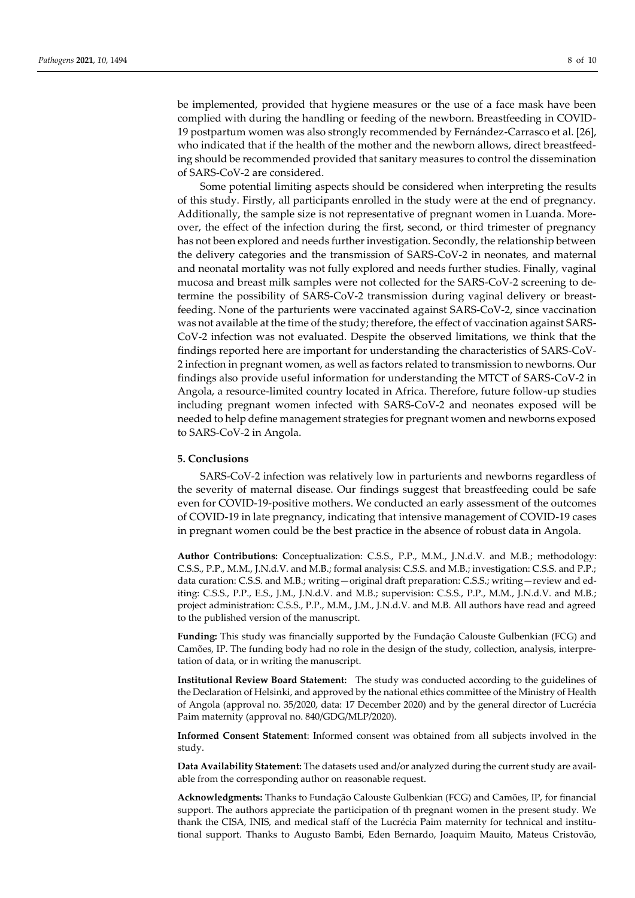be implemented, provided that hygiene measures or the use of a face mask have been complied with during the handling or feeding of the newborn. Breastfeeding in COVID-19 postpartum women was also strongly recommended by Fernández-Carrasco et al. [26], who indicated that if the health of the mother and the newborn allows, direct breastfeeding should be recommended provided that sanitary measures to control the dissemination of SARS-CoV-2 are considered.

Some potential limiting aspects should be considered when interpreting the results of this study. Firstly, all participants enrolled in the study were at the end of pregnancy. Additionally, the sample size is not representative of pregnant women in Luanda. Moreover, the effect of the infection during the first, second, or third trimester of pregnancy has not been explored and needs further investigation. Secondly, the relationship between the delivery categories and the transmission of SARS-CoV-2 in neonates, and maternal and neonatal mortality was not fully explored and needs further studies. Finally, vaginal mucosa and breast milk samples were not collected for the SARS-CoV-2 screening to determine the possibility of SARS-CoV-2 transmission during vaginal delivery or breastfeeding. None of the parturients were vaccinated against SARS-CoV-2, since vaccination was not available at the time of the study; therefore, the effect of vaccination against SARS-CoV-2 infection was not evaluated. Despite the observed limitations, we think that the findings reported here are important for understanding the characteristics of SARS-CoV-2 infection in pregnant women, as well as factors related to transmission to newborns. Our findings also provide useful information for understanding the MTCT of SARS-CoV-2 in Angola, a resource-limited country located in Africa. Therefore, future follow-up studies including pregnant women infected with SARS-CoV-2 and neonates exposed will be needed to help define management strategies for pregnant women and newborns exposed to SARS-CoV-2 in Angola.

## 5. Conclusions

SARS-CoV-2 infection was relatively low in parturients and newborns regardless of the severity of maternal disease. Our findings suggest that breastfeeding could be safe even for COVID-19-positive mothers. We conducted an early assessment of the outcomes of COVID-19 in late pregnancy, indicating that intensive management of COVID-19 cases in pregnant women could be the best practice in the absence of robust data in Angola.

**Author Contributions:** Conceptualization: C.S.S., P.P., M.M., J.N.d.V. and M.B.; methodology: C.S.S., P.P., M.M., J.N.d.V. and M.B.; formal analysis: C.S.S. and M.B.; investigation: C.S.S. and P.P.; data curation: C.S.S. and M.B.; writing—original draft preparation: C.S.S.; writing—review and editing: C.S.S., P.P., E.S., J.M., J.N.d.V. and M.B.; supervision: C.S.S., P.P., M.M., J.N.d.V. and M.B.; project administration: C.S.S., P.P., M.M., J.M., J.N.d.V. and M.B. All authors have read and agreed to the published version of the manuscript.

**Funding:** This study was financially supported by the Fundação Calouste Gulbenkian (FCG) and Camões, IP. The funding body had no role in the design of the study, collection, analysis, interpretation of data, or in writing the manuscript.

**Institutional Review Board Statement:** The study was conducted according to the guidelines of the Declaration of Helsinki, and approved by the national ethics committee of the Ministry of Health of Angola (approval no. 35/2020, data: 17 December 2020) and by the general director of Lucrécia Paim maternity (approval no. 840/GDG/MLP/2020).

**Informed Consent Statement**: Informed consent was obtained from all subjects involved in the study.

**Data Availability Statement:** The datasets used and/or analyzed during the current study are available from the corresponding author on reasonable request.

**Acknowledgments:** Thanks to Fundação Calouste Gulbenkian (FCG) and Camões, IP, for financial support. The authors appreciate the participation of th pregnant women in the present study. We thank the CISA, INIS, and medical staff of the Lucrécia Paim maternity for technical and institutional support. Thanks to Augusto Bambi, Eden Bernardo, Joaquim Mauito, Mateus Cristovão,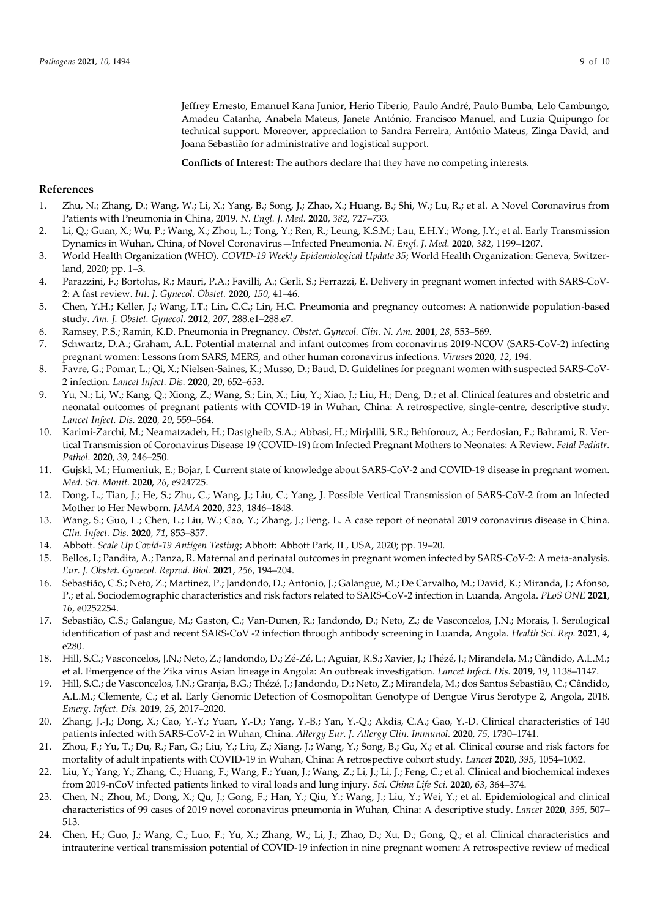Jeffrey Ernesto, Emanuel Kana Junior, Herio Tiberio, Paulo André, Paulo Bumba, Lelo Cambungo, Amadeu Catanha, Anabela Mateus, Janete António, Francisco Manuel, and Luzia Quipungo for technical support. Moreover, appreciation to Sandra Ferreira, António Mateus, Zinga David, and Joana Sebastião for administrative and logistical support.

**Conflicts of Interest:** The authors declare that they have no competing interests.

## References

1. Zhu, N.; Zhang, D.; Wang, W.; Li, X.; Yang, B.; Song, J.; Zhao, X.; Huang, B.; Shi, W.; Lu, R.; et al. A Novel Coronavirus from Patients with Pneumonia in China, 2019. *N. Engl. J. Med.* **2020**, *382*, 727–733.
2. Li, Q.; Guan, X.; Wu, P.; Wang, X.; Zhou, L.; Tong, Y.; Ren, R.; Leung, K.S.M.; Lau, E.H.Y.; Wong, J.Y.; et al. Early Transmission Dynamics in Wuhan, China, of Novel Coronavirus—Infected Pneumonia. *N. Engl. J. Med.* **2020**, *382*, 1199–1207.
3. World Health Organization (WHO). *COVID-19 Weekly Epidemiological Update 35*; World Health Organization: Geneva, Switzerland, 2020; pp. 1–3.
4. Parazzini, F.; Bortolus, R.; Mauri, P.A.; Favilli, A.; Gerli, S.; Ferrazzi, E. Delivery in pregnant women infected with SARS-CoV-2: A fast review. *Int. J. Gynecol. Obstet.* **2020**, *150*, 41–46.
5. Chen, Y.H.; Keller, J.; Wang, I.T.; Lin, C.C.; Lin, H.C. Pneumonia and pregnancy outcomes: A nationwide population-based study. *Am. J. Obstet. Gynecol.* **2012**, *207*, 288.e1–288.e7.
6. Ramsey, P.S.; Ramin, K.D. Pneumonia in Pregnancy. *Obstet. Gynecol. Clin. N. Am.* **2001**, *28*, 553–569.
7. Schwartz, D.A.; Graham, A.L. Potential maternal and infant outcomes from coronavirus 2019-NCOV (SARS-CoV-2) infecting pregnant women: Lessons from SARS, MERS, and other human coronavirus infections. *Viruses* **2020**, *12*, 194.
8. Favre, G.; Pomar, L.; Qi, X.; Nielsen-Saines, K.; Musso, D.; Baud, D. Guidelines for pregnant women with suspected SARS-CoV-2 infection. *Lancet Infect. Dis.* **2020**, *20*, 652–653.
9. Yu, N.; Li, W.; Kang, Q.; Xiong, Z.; Wang, S.; Lin, X.; Liu, Y.; Xiao, J.; Liu, H.; Deng, D.; et al. Clinical features and obstetric and neonatal outcomes of pregnant patients with COVID-19 in Wuhan, China: A retrospective, single-centre, descriptive study. *Lancet Infect. Dis.* **2020**, *20*, 559–564.
10. Karimi-Zarchi, M.; Neamatzadeh, H.; Dastgheib, S.A.; Abbasi, H.; Mirjalili, S.R.; Behforouz, A.; Ferdosian, F.; Bahrami, R. Vertical Transmission of Coronavirus Disease 19 (COVID-19) from Infected Pregnant Mothers to Neonates: A Review. *Fetal Pediatr. Pathol.* **2020**, *39*, 246–250.
11. Gujski, M.; Humeniuk, E.; Bojar, I. Current state of knowledge about SARS-CoV-2 and COVID-19 disease in pregnant women. *Med. Sci. Monit.* **2020**, *26*, e924725.
12. Dong, L.; Tian, J.; He, S.; Zhu, C.; Wang, J.; Liu, C.; Yang, J. Possible Vertical Transmission of SARS-CoV-2 from an Infected Mother to Her Newborn. *JAMA* **2020**, *323*, 1846–1848.
13. Wang, S.; Guo, L.; Chen, L.; Liu, W.; Cao, Y.; Zhang, J.; Feng, L. A case report of neonatal 2019 coronavirus disease in China. *Clin. Infect. Dis.* **2020**, *71*, 853–857.
14. Abbott. *Scale Up Covid-19 Antigen Testing*; Abbott: Abbott Park, IL, USA, 2020; pp. 19–20.
15. Bellos, I.; Pandita, A.; Panza, R. Maternal and perinatal outcomes in pregnant women infected by SARS-CoV-2: A meta-analysis. *Eur. J. Obstet. Gynecol. Reprod. Biol.* **2021**, *256*, 194–204.
16. Sebastião, C.S.; Neto, Z.; Martinez, P.; Jandondo, D.; Antonio, J.; Galangue, M.; De Carvalho, M.; David, K.; Miranda, J.; Afonso, P.; et al. Sociodemographic characteristics and risk factors related to SARS-CoV-2 infection in Luanda, Angola. *PLoS ONE* **2021**, *16*, e0252254.
17. Sebastião, C.S.; Galangue, M.; Gaston, C.; Van-Dunen, R.; Jandondo, D.; Neto, Z.; de Vasconcelos, J.N.; Morais, J. Serological identification of past and recent SARS-CoV -2 infection through antibody screening in Luanda, Angola. *Health Sci. Rep.* **2021**, *4*, e280.
18. Hill, S.C.; Vasconcelos, J.N.; Neto, Z.; Jandondo, D.; Zé-Zé, L.; Aguiar, R.S.; Xavier, J.; Thézé, J.; Mirandela, M.; Cândido, A.L.M.; et al. Emergence of the Zika virus Asian lineage in Angola: An outbreak investigation. *Lancet Infect. Dis.* **2019**, *19*, 1138–1147.
19. Hill, S.C.; de Vasconcelos, J.N.; Granja, B.G.; Thézé, J.; Jandondo, D.; Neto, Z.; Mirandela, M.; dos Santos Sebastião, C.; Cândido, A.L.M.; Clemente, C.; et al. Early Genomic Detection of Cosmopolitan Genotype of Dengue Virus Serotype 2, Angola, 2018. *Emerg. Infect. Dis.* **2019**, *25*, 2017–2020.
20. Zhang, J.-J.; Dong, X.; Cao, Y.-Y.; Yuan, Y.-D.; Yang, Y.-B.; Yan, Y.-Q.; Akdis, C.A.; Gao, Y.-D. Clinical characteristics of 140 patients infected with SARS-CoV-2 in Wuhan, China. *Allergy Eur. J. Allergy Clin. Immunol.* **2020**, *75*, 1730–1741.
21. Zhou, F.; Yu, T.; Du, R.; Fan, G.; Liu, Y.; Liu, Z.; Xiang, J.; Wang, Y.; Song, B.; Gu, X.; et al. Clinical course and risk factors for mortality of adult inpatients with COVID-19 in Wuhan, China: A retrospective cohort study. *Lancet* **2020**, *395*, 1054–1062.
22. Liu, Y.; Yang, Y.; Zhang, C.; Huang, F.; Wang, F.; Yuan, J.; Wang, Z.; Li, J.; Li, J.; Feng, C.; et al. Clinical and biochemical indexes from 2019-nCoV infected patients linked to viral loads and lung injury. *Sci. China Life Sci.* **2020**, *63*, 364–374.
23. Chen, N.; Zhou, M.; Dong, X.; Qu, J.; Gong, F.; Han, Y.; Qiu, Y.; Wang, J.; Liu, Y.; Wei, Y.; et al. Epidemiological and clinical characteristics of 99 cases of 2019 novel coronavirus pneumonia in Wuhan, China: A descriptive study. *Lancet* **2020**, *395*, 507–513.
24. Chen, H.; Guo, J.; Wang, C.; Luo, F.; Yu, X.; Zhang, W.; Li, J.; Zhao, D.; Xu, D.; Gong, Q.; et al. Clinical characteristics and intrauterine vertical transmission potential of COVID-19 infection in nine pregnant women: A retrospective review of medical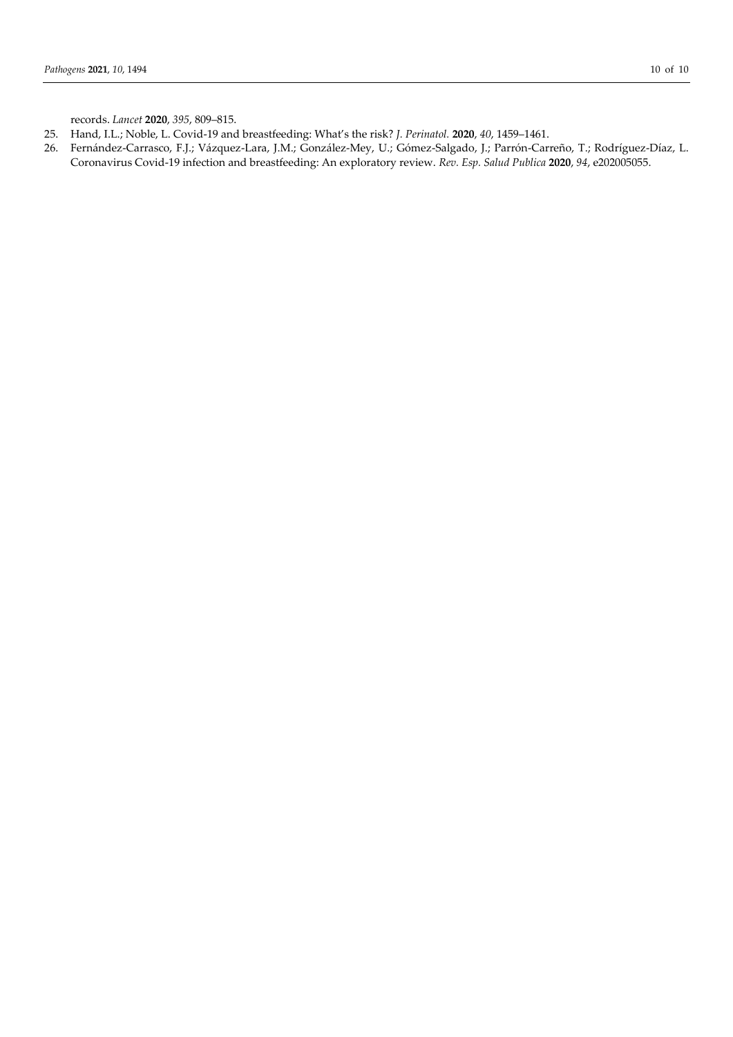records. *Lancet* **2020**, *395*, 809–815.

25. Hand, I.L.; Noble, L. Covid-19 and breastfeeding: What's the risk? *J. Perinatol.* **2020**, *40*, 1459–1461.
26. Fernández-Carrasco, F.J.; Vázquez-Lara, J.M.; González-Mey, U.; Gómez-Salgado, J.; Parrón-Carreño, T.; Rodríguez-Díaz, L. Coronavirus Covid-19 infection and breastfeeding: An exploratory review. *Rev. Esp. Salud Publica* **2020**, *94*, e202005055.